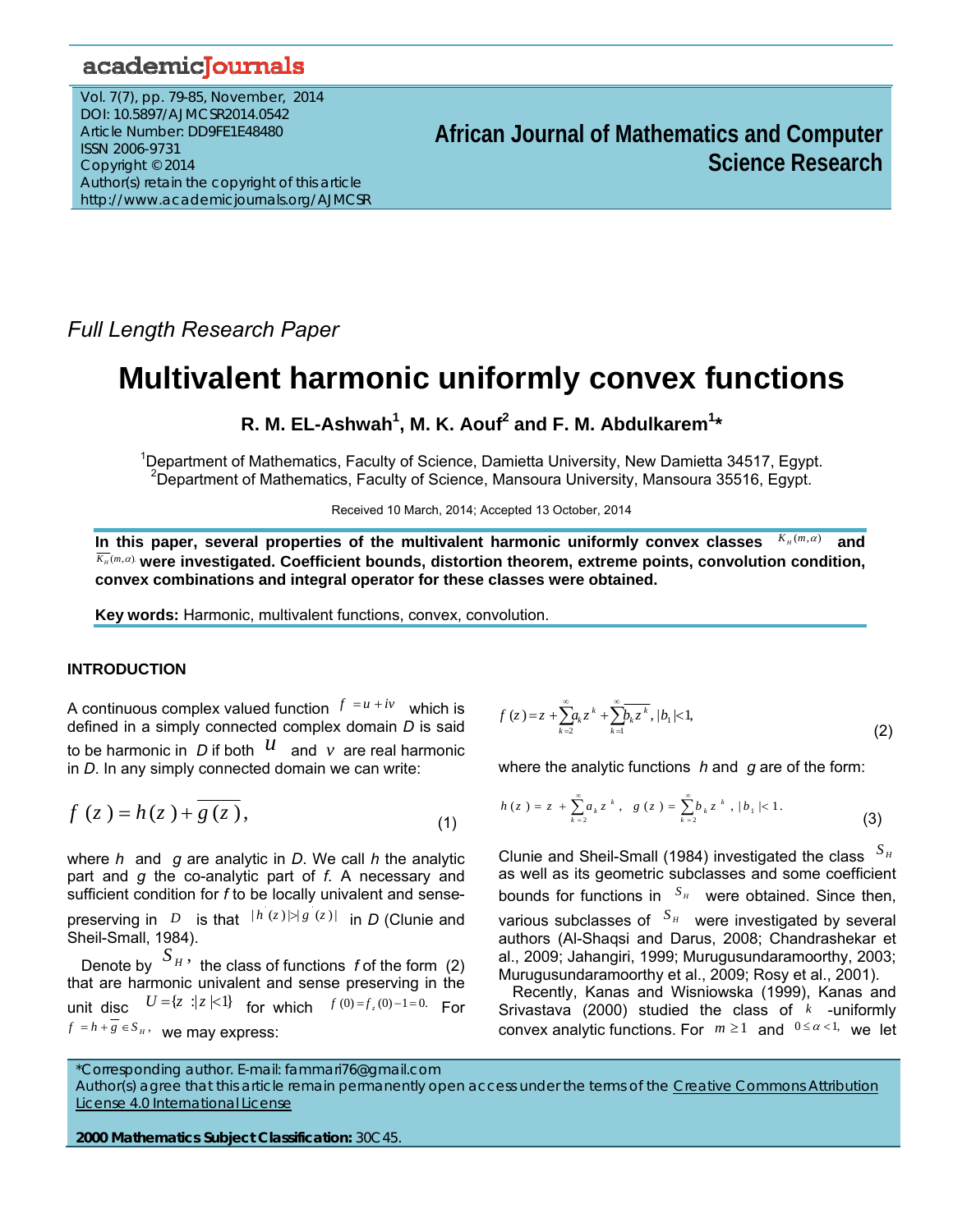Full Length Research Paper

# Multivalent harmonic uniformly convex functions

**R. M. EL-Ashwah[1], M. K. Aouf[2] and F. M. Abdulkarem[1]***

[1]Department of Mathematics, Faculty of Science, Damietta University, New Damietta 34517, Egypt.
[2]Department of Mathematics, Faculty of Science, Mansoura University, Mansoura 35516, Egypt.

Received 10 March, 2014; Accepted 13 October, 2014

**In this paper, several properties of the multivalent harmonic uniformly convex classes $K_H(m,\alpha)$ and $\overline{K_H}(m,\alpha)$ were investigated. Coefficient bounds, distortion theorem, extreme points, convolution condition, convex combinations and integral operator for these classes were obtained.**

**Key words:** Harmonic, multivalent functions, convex, convolution.

## INTRODUCTION

A continuous complex valued function $f = u + iv$ which is defined in a simply connected complex domain *D* is said to be harmonic in *D* if both $u$ and $v$ are real harmonic in *D*. In any simply connected domain we can write:

$$f(z) = h(z) + \overline{g(z)}, \tag{1}$$

where *h* and *g* are analytic in *D*. We call *h* the analytic part and *g* the co-analytic part of *f*. A necessary and sufficient condition for *f* to be locally univalent and sense-preserving in $D$ is that $|h'(z)| > |g'(z)|$ in *D* (Clunie and Sheil-Small, 1984).

Denote by $S_H$, the class of functions *f* of the form (2) that are harmonic univalent and sense preserving in the unit disc $U = \{z : |z| < 1\}$ for which $f(0) = f_z(0) - 1 = 0.$ For $f = h + \overline{g} \in S_H$, we may express:

$$f(z) = z + \sum_{k=2}^{\infty} a_k z^k + \sum_{k=1}^{\infty} \overline{b_k z^k}, \ |b_1| < 1, \tag{2}$$

where the analytic functions *h* and *g* are of the form:

$$h(z) = z + \sum_{k=2}^{\infty} a_k z^k, \quad g(z) = \sum_{k=2}^{\infty} b_k z^k, \ |b_1| < 1. \tag{3}$$

Clunie and Sheil-Small (1984) investigated the class $S_H$ as well as its geometric subclasses and some coefficient bounds for functions in $S_H$ were obtained. Since then, various subclasses of $S_H$ were investigated by several authors (Al-Shaqsi and Darus, 2008; Chandrashekar et al., 2009; Jahangiri, 1999; Murugusundaramoorthy, 2003; Murugusundaramoorthy et al., 2009; Rosy et al., 2001).

Recently, Kanas and Wisniowska (1999), Kanas and Srivastava (2000) studied the class of $k$ -uniformly convex analytic functions. For $m \geq 1$ and $0 \leq \alpha < 1,$ we let

*Corresponding author. E-mail: fammari76@gmail.com
Author(s) agree that this article remain permanently open access under the terms of the Creative Commons Attribution License 4.0 International License

**2000 Mathematics Subject Classification:** 30C45.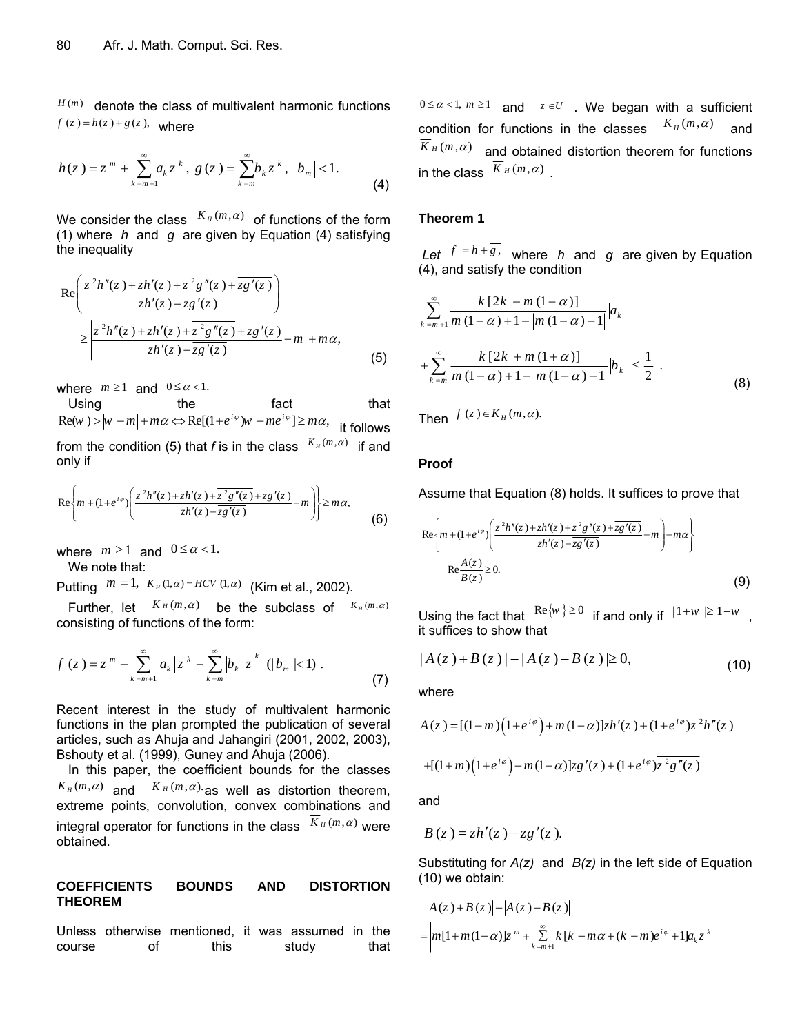$H(m)$ denote the class of multivalent harmonic functions $f(z) = h(z) + \overline{g(z)}$, where

$$h(z) = z^m + \sum_{k=m+1}^{\infty} a_k z^k, \; g(z) = \sum_{k=m}^{\infty} b_k z^k, \; |b_m| < 1. \tag{4}$$

We consider the class $K_H(m,\alpha)$ of functions of the form (1) where $h$ and $g$ are given by Equation (4) satisfying the inequality

$$\operatorname{Re}\left( \frac{z^2 h''(z) + zh'(z) + \overline{z^2 g''(z)} + \overline{zg'(z)}}{zh'(z) - \overline{zg'(z)}} \right) \geq \left| \frac{z^2 h''(z) + zh'(z) + \overline{z^2 g''(z)} + \overline{zg'(z)}}{zh'(z) - \overline{zg'(z)}} - m \right| + m\alpha, \tag{5}$$

where $m \geq 1$ and $0 \leq \alpha < 1.$

Using the fact that $\operatorname{Re}(w) > |w - m| + m\alpha \Leftrightarrow \operatorname{Re}[(1+e^{i\varphi})w - me^{i\varphi}] \geq m\alpha,$ it follows from the condition (5) that $f$ is in the class $K_H(m,\alpha)$ if and only if

$$\operatorname{Re}\left\{ m + (1+e^{i\varphi})\left( \frac{z^2 h''(z) + zh'(z) + \overline{z^2 g''(z)} + \overline{zg'(z)}}{zh'(z) - \overline{zg'(z)}} - m \right) \right\} \geq m\alpha, \tag{6}$$

where $m \geq 1$ and $0 \leq \alpha < 1.$

We note that:

Putting $m = 1,\; K_H(1,\alpha) = HCV(1,\alpha)$ (Kim et al., 2002).

Further, let $\overline{K}_H(m,\alpha)$ be the subclass of $K_H(m,\alpha)$ consisting of functions of the form:

$$f(z) = z^m - \sum_{k=m+1}^{\infty} |a_k| z^k - \sum_{k=m}^{\infty} |b_k| \overline{z}^k \quad (|b_m| < 1). \tag{7}$$

Recent interest in the study of multivalent harmonic functions in the plan prompted the publication of several articles, such as Ahuja and Jahangiri (2001, 2002, 2003), Bshouty et al. (1999), Guney and Ahuja (2006).

In this paper, the coefficient bounds for the classes $K_H(m,\alpha)$ and $\overline{K}_H(m,\alpha)$, as well as distortion theorem, extreme points, convolution, convex combinations and integral operator for functions in the class $\overline{K}_H(m,\alpha)$ were obtained.

## COEFFICIENTS BOUNDS AND DISTORTION THEOREM

Unless otherwise mentioned, it was assumed in the course of this study that $0 \leq \alpha < 1,\; m \geq 1$ and $z \in U$. We began with a sufficient condition for functions in the classes $K_H(m,\alpha)$ and $\overline{K}_H(m,\alpha)$ and obtained distortion theorem for functions in the class $\overline{K}_H(m,\alpha)$.

### Theorem 1

*Let* $f = h + \overline{g}$, where $h$ and $g$ are given by Equation (4), and satisfy the condition

$$\sum_{k=m+1}^{\infty} \frac{k[2k - m(1+\alpha)]}{m(1-\alpha) + 1 - |m(1-\alpha) - 1|} |a_k| + \sum_{k=m}^{\infty} \frac{k[2k + m(1+\alpha)]}{m(1-\alpha) + 1 - |m(1-\alpha) - 1|} |b_k| \leq \frac{1}{2}. \tag{8}$$

Then $f(z) \in K_H(m,\alpha).$

### Proof

Assume that Equation (8) holds. It suffices to prove that

$$\operatorname{Re}\left\{ m + (1+e^{i\varphi})\left( \frac{z^2 h''(z) + zh'(z) + \overline{z^2 g''(z)} + \overline{zg'(z)}}{zh'(z) - \overline{zg'(z)}} - m \right) - m\alpha \right\} = \operatorname{Re}\frac{A(z)}{B(z)} \geq 0. \tag{9}$$

Using the fact that $\operatorname{Re}\{w\} \geq 0$ if and only if $|1+w| \geq |1-w|$, it suffices to show that

$$|A(z) + B(z)| - |A(z) - B(z)| \geq 0, \tag{10}$$

where

$$A(z) = [(1-m)\left(1+e^{i\varphi}\right) + m(1-\alpha)]zh'(z) + (1+e^{i\varphi})z^2 h''(z) + [(1+m)\left(1+e^{i\varphi}\right) - m(1-\alpha)]\overline{zg'(z)} + (1+e^{i\varphi})\overline{z^2 g''(z)}$$

and

$$B(z) = zh'(z) - \overline{zg'(z)}.$$

Substituting for $A(z)$ and $B(z)$ in the left side of Equation (10) we obtain:

$$|A(z) + B(z)| - |A(z) - B(z)| = \left| m[1 + m(1-\alpha)]z^m + \sum_{k=m+1}^{\infty} k[k - m\alpha + (k-m)e^{i\varphi} + 1]a_k z^k \right.$$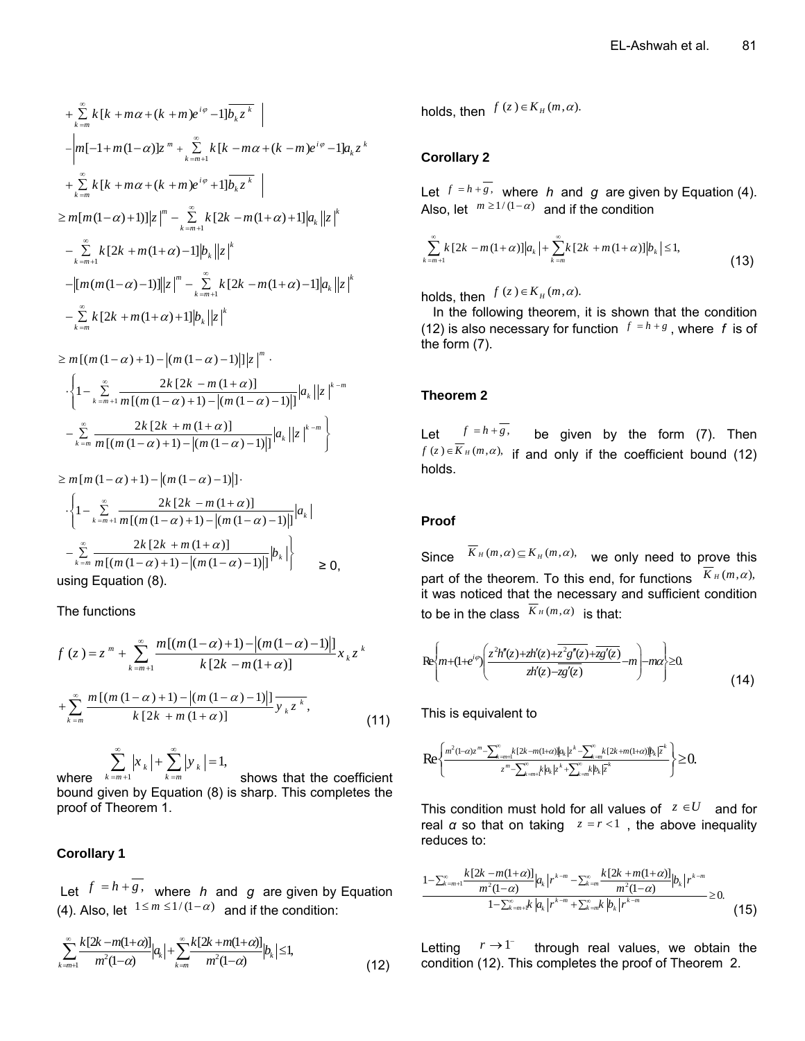$$+\sum_{k=m}^{\infty} k[k+m\alpha+(k+m)e^{i\varphi}-1]\overline{b_k z^k}\ \Bigg|$$

$$-\Bigg|m[-1+m(1-\alpha)]z^m+\sum_{k=m+1}^{\infty} k[k-m\alpha+(k-m)e^{i\varphi}-1]a_k z^k$$

$$+\sum_{k=m}^{\infty} k[k+m\alpha+(k+m)e^{i\varphi}+1]\overline{b_k z^k}\ \Bigg|$$

$$\geq m[m(1-\alpha)+1)]\left|z\right|^m-\sum_{k=m+1}^{\infty} k[2k-m(1+\alpha)+1]\left|a_k\right|\left|z\right|^k$$

$$-\sum_{k=m+1}^{\infty} k[2k+m(1+\alpha)-1]\left|b_k\right|\left|z\right|^k$$

$$-\left|[m(m(1-\alpha)-1)]\right|\left|z\right|^m-\sum_{k=m+1}^{\infty} k[2k-m(1+\alpha)-1]\left|a_k\right|\left|z\right|^k$$

$$-\sum_{k=m}^{\infty} k[2k+m(1+\alpha)+1]\left|b_k\right|\left|z\right|^k$$

$$\geq m[(m(1-\alpha)+1)-\left|(m(1-\alpha)-1)\right|]\left|z\right|^m\cdot$$

$$\cdot\left\{1-\sum_{k=m+1}^{\infty}\frac{2k[2k-m(1+\alpha)]}{m[(m(1-\alpha)+1)-\left|(m(1-\alpha)-1)\right|]}\left|a_k\right|\left|z\right|^{k-m}\right.$$

$$\left.-\sum_{k=m}^{\infty}\frac{2k[2k+m(1+\alpha)]}{m[(m(1-\alpha)+1)-\left|(m(1-\alpha)-1)\right|]}\left|a_k\right|\left|z\right|^{k-m}\right\}$$

$$\geq m[m(1-\alpha)+1)-\left|(m(1-\alpha)-1)\right|]\cdot$$

$$\cdot\left\{1-\sum_{k=m+1}^{\infty}\frac{2k[2k-m(1+\alpha)]}{m[(m(1-\alpha)+1)-\left|(m(1-\alpha)-1)\right|]}\left|a_k\right|\right.$$

$$\left.-\sum_{k=m}^{\infty}\frac{2k[2k+m(1+\alpha)]}{m[(m(1-\alpha)+1)-\left|(m(1-\alpha)-1)\right|]}\left|b_k\right|\right\}\geq 0,$$

using Equation (8).

The functions

$$f(z)=z^m+\sum_{k=m+1}^{\infty}\frac{m[(m(1-\alpha)+1)-\left|(m(1-\alpha)-1)\right|]}{k[2k-m(1+\alpha)]}x_k z^k$$

$$+\sum_{k=m}^{\infty}\frac{m[(m(1-\alpha)+1)-\left|(m(1-\alpha)-1)\right|]}{k[2k+m(1+\alpha)]}\overline{y_k z^k},\tag{11}$$

where $\sum_{k=m+1}^{\infty}\left|x_k\right|+\sum_{k=m}^{\infty}\left|y_k\right|=1,$ shows that the coefficient bound given by Equation (8) is sharp. This completes the proof of Theorem 1.

### Corollary 1

Let $f=h+\overline{g},$ where $h$ and $g$ are given by Equation (4). Also, let $1\leq m\leq 1/(1-\alpha)$ and if the condition:

$$\sum_{k=m+1}^{\infty}\frac{k[2k-m(1+\alpha)]}{m^2(1-\alpha)}\left|a_k\right|+\sum_{k=m}^{\infty}\frac{k[2k+m(1+\alpha)]}{m^2(1-\alpha)}\left|b_k\right|\leq 1,\tag{12}$$

holds, then $f(z)\in K_H(m,\alpha).$

### Corollary 2

Let $f=h+\overline{g},$ where $h$ and $g$ are given by Equation (4). Also, let $m\geq 1/(1-\alpha)$ and if the condition

$$\sum_{k=m+1}^{\infty}k[2k-m(1+\alpha)]\left|a_k\right|+\sum_{k=m}^{\infty}k[2k+m(1+\alpha)]\left|b_k\right|\leq 1,\tag{13}$$

holds, then $f(z)\in K_H(m,\alpha).$

In the following theorem, it is shown that the condition (12) is also necessary for function $f=h+g$, where $f$ is of the form (7).

### Theorem 2

Let $f=h+\overline{g},$ be given by the form (7). Then $f(z)\in\overline{K}_H(m,\alpha),$ if and only if the coefficient bound (12) holds.

### Proof

Since $\overline{K}_H(m,\alpha)\subseteq K_H(m,\alpha),$ we only need to prove this part of the theorem. To this end, for functions $\overline{K}_H(m,\alpha),$ it was noticed that the necessary and sufficient condition to be in the class $\overline{K}_H(m,\alpha)$ is that:

$$\operatorname{Re}\left\{m+(1+e^{i\varphi})\left(\frac{z^2h''(z)+zh'(z)+\overline{z^2g''(z)}+\overline{zg'(z)}}{zh'(z)-\overline{zg'(z)}}-m\right)-m\alpha\right\}\geq 0.\tag{14}$$

This is equivalent to

$$\operatorname{Re}\left\{\frac{m^2(1-\alpha)z^m-\sum_{k=m+1}^{\infty}k[2k-m(1+\alpha)]\left|a_k\right|z^k-\sum_{k=m}^{\infty}k[2k+m(1+\alpha)]\left|b_k\right|\overline{z}^k}{z^m-\sum_{k=m+1}^{\infty}k\left|a_k\right|z^k+\sum_{k=m}^{\infty}k\left|b_k\right|\overline{z}^k}\right\}\geq 0.$$

This condition must hold for all values of $z\in U$ and for real $\alpha$ so that on taking $z=r<1$, the above inequality reduces to:

$$\frac{1-\sum_{k=m+1}^{\infty}\frac{k[2k-m(1+\alpha)]}{m^2(1-\alpha)}\left|a_k\right|r^{k-m}-\sum_{k=m}^{\infty}\frac{k[2k+m(1+\alpha)]}{m^2(1-\alpha)}\left|b_k\right|r^{k-m}}{1-\sum_{k=m+1}^{\infty}k\left|a_k\right|r^{k-m}+\sum_{k=m}^{\infty}k\left|b_k\right|r^{k-m}}\geq 0.\tag{15}$$

Letting $r\to 1^-$ through real values, we obtain the condition (12). This completes the proof of Theorem 2.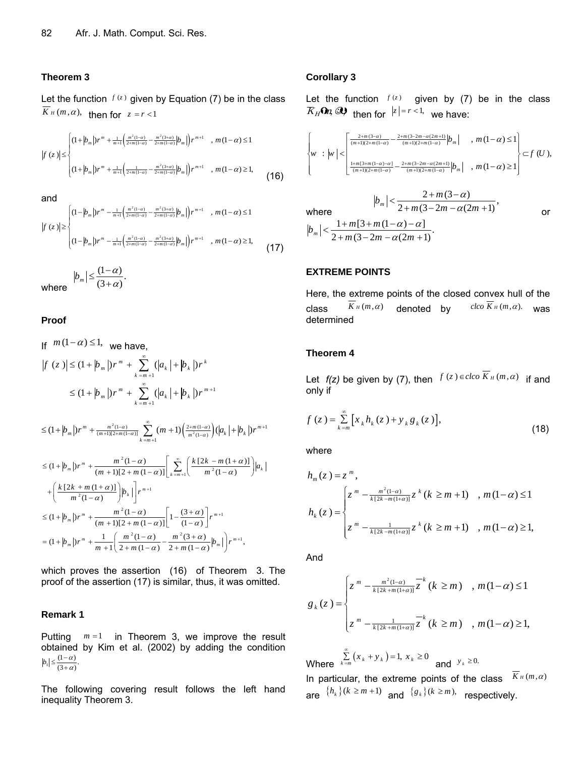### Theorem 3

Let the function $f(z)$ given by Equation (7) be in the class $\overline{K}_H(m,\alpha)$, then for $z = r < 1$

$$
|f(z)| \le \begin{cases} (1+|b_m|)r^m + \frac{1}{m+1}\left(\frac{m^2(1-\alpha)}{2+m(1-\alpha)} - \frac{m^2(3+\alpha)}{2+m(1-\alpha)}|b_m|\right)r^{m+1} & , m(1-\alpha) \le 1 \\ (1+|b_m|)r^m + \frac{1}{m+1}\left(\frac{1}{2+m(1-\alpha)} - \frac{m^2(3+\alpha)}{2+m(1-\alpha)}|b_m|\right)r^{m+1} & , m(1-\alpha) \ge 1, \end{cases} \tag{16}
$$

and

$$
|f(z)| \ge \begin{cases} (1-|b_m|)r^m - \frac{1}{m+1}\left(\frac{m^2(1-\alpha)}{2+m(1-\alpha)} - \frac{m^2(3+\alpha)}{2+m(1-\alpha)}|b_m|\right)r^{m+1} & , m(1-\alpha) \le 1 \\ (1-|b_m|)r^m - \frac{1}{m+1}\left(\frac{m^2(1-\alpha)}{2+m(1-\alpha)} - \frac{m^2(3+\alpha)}{2+m(1-\alpha)}|b_m|\right)r^{m+1} & , m(1-\alpha) \ge 1, \end{cases} \tag{17}
$$

where $|b_m| \le \frac{(1-\alpha)}{(3+\alpha)}$.

### Proof

If $m(1-\alpha) \le 1$, we have,

$$
\begin{aligned}
|f(z)| &\le (1+|b_m|)r^m + \sum_{k=m+1}^{\infty}(|a_k|+|b_k|)r^k \\
&\le (1+|b_m|)r^m + \sum_{k=m+1}^{\infty}(|a_k|+|b_k|)r^{m+1}
\end{aligned}
$$

$$
\le (1+|b_m|)r^m + \frac{m^2(1-\alpha)}{(m+1)[2+m(1-\alpha)]}\sum_{k=m+1}^{\infty}(m+1)\left(\frac{2+m(1-\alpha)}{m^2(1-\alpha)}\right)(|a_k|+|b_k|)r^{m+1}
$$

$$
\begin{aligned}
&\le (1+|b_m|)r^m + \frac{m^2(1-\alpha)}{(m+1)[2+m(1-\alpha)]}\left[\sum_{k=m+1}^{\infty}\left(\frac{k[2k-m(1+\alpha)]}{m^2(1-\alpha)}\right)|a_k| \right. \\
&\quad \left. + \left(\frac{k[2k+m(1+\alpha)]}{m^2(1-\alpha)}\right)|b_k|\right]r^{m+1} \\
&\le (1+|b_m|)r^m + \frac{m^2(1-\alpha)}{(m+1)[2+m(1-\alpha)]}\left[1-\frac{(3+\alpha)}{(1-\alpha)}\right]r^{m+1} \\
&= (1+|b_m|)r^m + \frac{1}{m+1}\left(\frac{m^2(1-\alpha)}{2+m(1-\alpha)} - \frac{m^2(3+\alpha)}{2+m(1-\alpha)}|b_m|\right)r^{m+1},
\end{aligned}
$$

which proves the assertion (16) of Theorem 3. The proof of the assertion (17) is similar, thus, it was omitted.

### Remark 1

Putting $m = 1$ in Theorem 3, we improve the result obtained by Kim et al. (2002) by adding the condition $|b_1| \le \frac{(1-\alpha)}{(3+\alpha)}$.

The following covering result follows the left hand inequality Theorem 3.

### Corollary 3

Let the function $f(z)$ given by (7) be in the class $\overline{K}_H(m,\alpha)$, then for $|z| = r < 1$, we have:

$$
\left\{ w : |w| < \begin{bmatrix} \frac{2+m(3-\alpha)}{(m+1)(2+m(1-\alpha))} - \frac{2+m(3-2m-\alpha(2m+1))}{(m+1)(2+m(1-\alpha))}|b_m| & , m(1-\alpha) \le 1 \\ \frac{1+m[3+m(1-\alpha)-\alpha]}{(m+1)(2+m(1-\alpha))} - \frac{2+m(3-2m-\alpha(2m+1))}{(m+1)(2+m(1-\alpha))}|b_m| & , m(1-\alpha) \ge 1 \end{bmatrix} \right\} \subset f(U),
$$

where $|b_m| < \dfrac{2+m(3-\alpha)}{2+m(3-2m-\alpha(2m+1))}$, or $|b_m| < \dfrac{1+m[3+m(1-\alpha)-\alpha]}{2+m(3-2m-\alpha(2m+1))}$.

## EXTREME POINTS

Here, the extreme points of the closed convex hull of the class $\overline{K}_H(m,\alpha)$ denoted by $clco\,\overline{K}_H(m,\alpha)$. was determined

### Theorem 4

Let $f(z)$ be given by (7), then $f(z) \in clco\,\overline{K}_H(m,\alpha)$ if and only if

$$
f(z) = \sum_{k=m}^{\infty}\left[x_k h_k(z) + y_k g_k(z)\right], \tag{18}
$$

where

$$
h_m(z) = z^m,
$$

$$
h_k(z) = \begin{cases} z^m - \frac{m^2(1-\alpha)}{k[2k-m(1+\alpha)]}z^k \ (k \ge m+1) & , m(1-\alpha) \le 1 \\ z^m - \frac{1}{k[2k-m(1+\alpha)]}z^k \ (k \ge m+1) & , m(1-\alpha) \ge 1, \end{cases}
$$

And

$$
g_k(z) = \begin{cases} z^m - \frac{m^2(1-\alpha)}{k[2k+m(1+\alpha)]}\overline{z}^k \ (k \ge m) & , m(1-\alpha) \le 1 \\ z^m - \frac{1}{k[2k+m(1+\alpha)]}\overline{z}^k \ (k \ge m) & , m(1-\alpha) \ge 1, \end{cases}
$$

Where $\sum_{k=m}^{\infty}(x_k + y_k) = 1,\ x_k \ge 0$ and $y_k \ge 0$.

In particular, the extreme points of the class $\overline{K}_H(m,\alpha)$ are $\{h_k\}(k \ge m+1)$ and $\{g_k\}(k \ge m)$, respectively.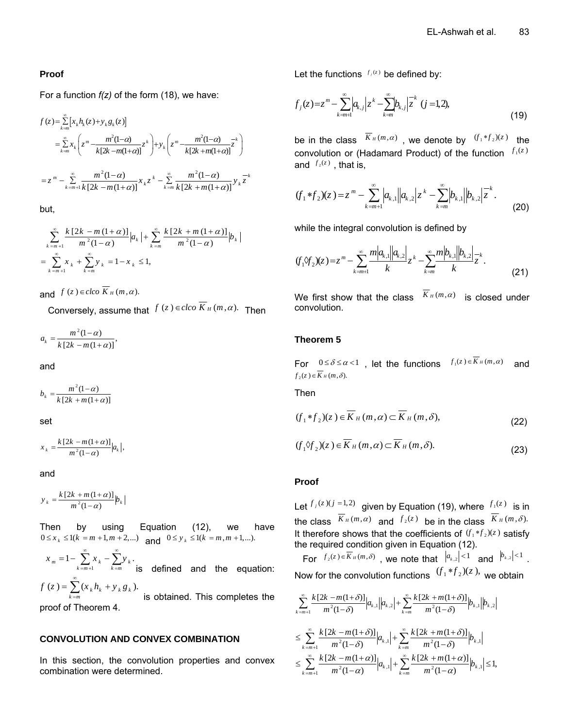**Proof**

For a function *f(z)* of the form (18), we have:

$$f(z)=\sum_{k=m}^{\infty}\left[x_k h_k(z)+y_k g_k(z)\right]$$

$$=\sum_{k=m}^{\infty}x_k\left(z^m-\frac{m^2(1-\alpha)}{k[2k-m(1+\alpha)]}z^k\right)+y_k\left(z^m-\frac{m^2(1-\alpha)}{k[2k+m(1+\alpha)]}\overline{z}^k\right)$$

$$=z^m-\sum_{k=m+1}^{\infty}\frac{m^2(1-\alpha)}{k[2k-m(1+\alpha)]}x_k z^k-\sum_{k=m}^{\infty}\frac{m^2(1-\alpha)}{k[2k+m(1+\alpha)]}y_k\overline{z}^k$$

but,

$$\sum_{k=m+1}^{\infty}\frac{k[2k-m(1+\alpha)]}{m^2(1-\alpha)}|a_k|+\sum_{k=m}^{\infty}\frac{k[2k+m(1+\alpha)]}{m^2(1-\alpha)}|b_k|$$

$$=\sum_{k=m+1}^{\infty}x_k+\sum_{k=m}^{\infty}y_k=1-x_k\leq 1,$$

and $f(z)\in clco\,\overline{K}_H(m,\alpha).$

Conversely, assume that $f(z)\in clco\,\overline{K}_H(m,\alpha).$ Then

$$a_k=\frac{m^2(1-\alpha)}{k[2k-m(1+\alpha)]},$$

and

$$b_k=\frac{m^2(1-\alpha)}{k[2k+m(1+\alpha)]}$$

set

$$x_k=\frac{k[2k-m(1+\alpha)]}{m^2(1-\alpha)}|a_k|,$$

and

$$y_k=\frac{k[2k+m(1+\alpha)]}{m^2(1-\alpha)}|b_k|$$

Then by using Equation (12), we have $0\leq x_k\leq 1(k=m+1,m+2,...)$ and $0\leq y_k\leq 1(k=m,m+1,...).$

$x_m=1-\sum_{k=m+1}^{\infty}x_k-\sum_{k=m}^{\infty}y_k.$ is defined and the equation: $f(z)=\sum_{k=m}^{\infty}(x_k h_k+y_k g_k).$ is obtained. This completes the proof of Theorem 4.

## CONVOLUTION AND CONVEX COMBINATION

In this section, the convolution properties and convex combination were determined.

Let the functions $f_j(z)$ be defined by:

$$f_j(z)=z^m-\sum_{k=m+1}^{\infty}|a_{k,j}|z^k-\sum_{k=m}^{\infty}|b_{k,j}|\overline{z}^k\ (j=1,2),\tag{19}$$

be in the class $\overline{K}_H(m,\alpha)$, we denote by $(f_1*f_2)(z)$ the convolution or (Hadamard Product) of the function $f_1(z)$ and $f_2(z)$, that is,

$$(f_1*f_2)(z)=z^m-\sum_{k=m+1}^{\infty}|a_{k,1}||a_{k,2}|z^k-\sum_{k=m}^{\infty}|b_{k,1}||b_{k,2}|\overline{z}^k.\tag{20}$$

while the integral convolution is defined by

$$(f_1\Diamond f_2)(z)=z^m-\sum_{k=m+1}^{\infty}\frac{m|a_{k,1}||a_{k,2}|}{k}z^k-\sum_{k=m}^{\infty}\frac{m|b_{k,1}||b_{k,2}|}{k}\overline{z}^k.\tag{21}$$

We first show that the class $\overline{K}_H(m,\alpha)$ is closed under convolution.

### Theorem 5

For $0\leq\delta\leq\alpha<1$, let the functions $f_1(z)\in\overline{K}_H(m,\alpha)$ and $f_2(z)\in\overline{K}_H(m,\delta).$

Then

$$(f_1*f_2)(z)\in\overline{K}_H(m,\alpha)\subset\overline{K}_H(m,\delta),\tag{22}$$

$$(f_1\Diamond f_2)(z)\in\overline{K}_H(m,\alpha)\subset\overline{K}_H(m,\delta).\tag{23}$$

**Proof**

Let $f_j(z)(j=1,2)$ given by Equation (19), where $f_1(z)$ is in the class $\overline{K}_H(m,\alpha)$ and $f_2(z)$ be in the class $\overline{K}_H(m,\delta).$ It therefore shows that the coefficients of $(f_1*f_2)(z)$ satisfy the required condition given in Equation (12).

For $f_2(z)\in\overline{K}_H(m,\delta)$, we note that $|a_{k,2}|<1$ and $|b_{k,2}|<1$. Now for the convolution functions $(f_1*f_2)(z),$ we obtain

$$\sum_{k=m+1}^{\infty}\frac{k[2k-m(1+\delta)]}{m^2(1-\delta)}|a_{k,1}||a_{k,2}|+\sum_{k=m}^{\infty}\frac{k[2k+m(1+\delta)]}{m^2(1-\delta)}|b_{k,1}||b_{k,2}|$$

$$\leq\sum_{k=m+1}^{\infty}\frac{k[2k-m(1+\delta)]}{m^2(1-\delta)}|a_{k,1}|+\sum_{k=m}^{\infty}\frac{k[2k+m(1+\delta)]}{m^2(1-\delta)}|b_{k,1}|$$

$$\leq\sum_{k=m+1}^{\infty}\frac{k[2k-m(1+\alpha)]}{m^2(1-\alpha)}|a_{k,1}|+\sum_{k=m}^{\infty}\frac{k[2k+m(1+\alpha)]}{m^2(1-\alpha)}|b_{k,1}|\leq 1,$$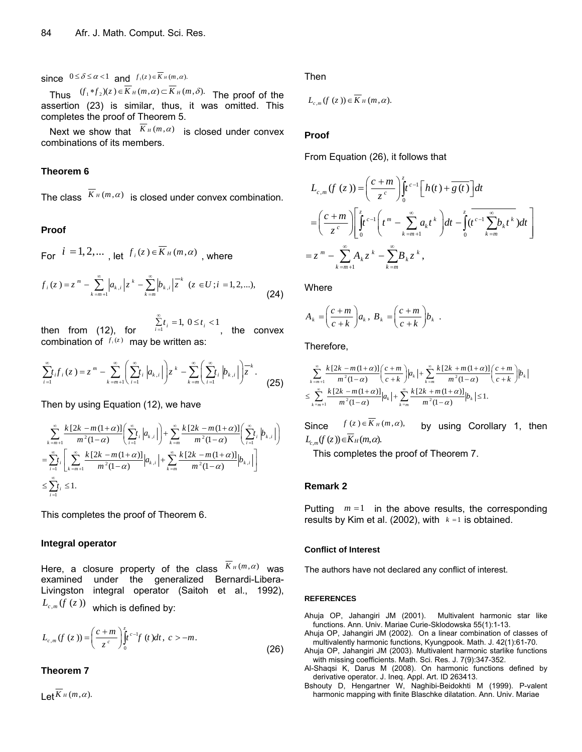since $0 \le \delta \le \alpha < 1$ and $f_1(z) \in \overline{K}_H(m,\alpha)$.

Thus $(f_1 * f_2)(z) \in \overline{K}_H(m,\alpha) \subset \overline{K}_H(m,\delta)$. The proof of the assertion (23) is similar, thus, it was omitted. This completes the proof of Theorem 5.

Next we show that $\overline{K}_H(m,\alpha)$ is closed under convex combinations of its members.

### Theorem 6

The class $\overline{K}_H(m,\alpha)$ is closed under convex combination.

### Proof

For $i = 1, 2, ...$, let $f_i(z) \in \overline{K}_H(m,\alpha)$, where

$$f_i(z) = z^m - \sum_{k=m+1}^{\infty} |a_{k,i}| z^k - \sum_{k=m}^{\infty} |b_{k,i}| \overline{z}^k \quad (z \in U; i = 1, 2, ...), \tag{24}$$

then from (12), for $\sum_{i=1}^{\infty} t_i = 1,\ 0 \le t_i < 1$, the convex combination of $f_i(z)$ may be written as:

$$\sum_{i=1}^{\infty} t_i f_i(z) = z^m - \sum_{k=m+1}^{\infty} \left( \sum_{i=1}^{\infty} t_i |a_{k,i}| \right) z^k - \sum_{k=m}^{\infty} \left( \sum_{i=1}^{\infty} t_i |b_{k,i}| \right) \overline{z}^k. \tag{25}$$

Then by using Equation (12), we have

$$\begin{aligned}
&\sum_{k=m+1}^{\infty} \frac{k[2k - m(1+\alpha)]}{m^2(1-\alpha)} \left( \sum_{i=1}^{\infty} t_i |a_{k,i}| \right) + \sum_{k=m}^{\infty} \frac{k[2k - m(1+\alpha)]}{m^2(1-\alpha)} \left( \sum_{i=1}^{\infty} t_i |b_{k,i}| \right) \\
&= \sum_{i=1}^{\infty} t_i \left[ \sum_{k=m+1}^{\infty} \frac{k[2k - m(1+\alpha)]}{m^2(1-\alpha)} |a_{k,i}| + \sum_{k=m}^{\infty} \frac{k[2k - m(1+\alpha)]}{m^2(1-\alpha)} |b_{k,i}| \right] \\
&\le \sum_{i=1}^{\infty} t_i \le 1.
\end{aligned}$$

This completes the proof of Theorem 6.

### Integral operator

Here, a closure property of the class $\overline{K}_H(m,\alpha)$ was examined under the generalized Bernardi-Libera-Livingston integral operator (Saitoh et al., 1992), $L_{c,m}(f(z))$ which is defined by:

$$L_{c,m}(f(z)) = \left( \frac{c+m}{z^c} \right) \int_0^z t^{c-1} f(t) dt, \ c > -m. \tag{26}$$

### Theorem 7

Let $\overline{K}_H(m,\alpha)$.

Then

$$L_{c,m}(f(z)) \in \overline{K}_H(m,\alpha).$$

### Proof

From Equation (26), it follows that

$$\begin{aligned}
L_{c,m}(f(z)) &= \left( \frac{c+m}{z^c} \right) \int_0^z t^{c-1} \left[ h(t) + \overline{g(t)} \right] dt \\
&= \left( \frac{c+m}{z^c} \right) \left[ \int_0^z t^{c-1} \left( t^m - \sum_{k=m+1}^{\infty} a_k t^k \right) dt - \int_0^z \overline{(t^{c-1} \sum_{k=m}^{\infty} b_k t^k)} dt \right] \\
&= z^m - \sum_{k=m+1}^{\infty} A_k z^k - \sum_{k=m}^{\infty} B_k z^k,
\end{aligned}$$

Where

$$A_k = \left( \frac{c+m}{c+k} \right) a_k, \ B_k = \left( \frac{c+m}{c+k} \right) b_k.$$

Therefore,

$$\begin{aligned}
&\sum_{k=m+1}^{\infty} \frac{k[2k - m(1+\alpha)]}{m^2(1-\alpha)} \left( \frac{c+m}{c+k} \right) |a_k| + \sum_{k=m}^{\infty} \frac{k[2k + m(1+\alpha)]}{m^2(1-\alpha)} \left( \frac{c+m}{c+k} \right) |b_k| \\
&\le \sum_{k=m+1}^{\infty} \frac{k[2k - m(1+\alpha)]}{m^2(1-\alpha)} |a_k| + \sum_{k=m}^{\infty} \frac{k[2k + m(1+\alpha)]}{m^2(1-\alpha)} |b_k| \le 1.
\end{aligned}$$

Since $f(z) \in \overline{K}_H(m,\alpha)$, by using Corollary 1, then $L_{c,m}(f(z)) \in \overline{K}_H(m,\alpha)$.

This completes the proof of Theorem 7.

### Remark 2

Putting $m = 1$ in the above results, the corresponding results by Kim et al. (2002), with $k = 1$ is obtained.

#### Conflict of Interest

The authors have not declared any conflict of interest.

#### REFERENCES

Ahuja OP, Jahangiri JM (2001). Multivalent harmonic star like functions. Ann. Univ. Mariae Curie-Sklodowska 55(1):1-13.

Ahuja OP, Jahangiri JM (2002). On a linear combination of classes of multivalently harmonic functions, Kyungpook. Math. J. 42(1):61-70.

Ahuja OP, Jahangiri JM (2003). Multivalent harmonic starlike functions with missing coefficients. Math. Sci. Res. J. 7(9):347-352.

Al-Shaqsi K, Darus M (2008). On harmonic functions defined by derivative operator. J. Ineq. Appl. Art. ID 263413.

Bshouty D, Hengartner W, Naghibi-Beidokhti M (1999). P-valent harmonic mapping with finite Blaschke dilatation. Ann. Univ. Mariae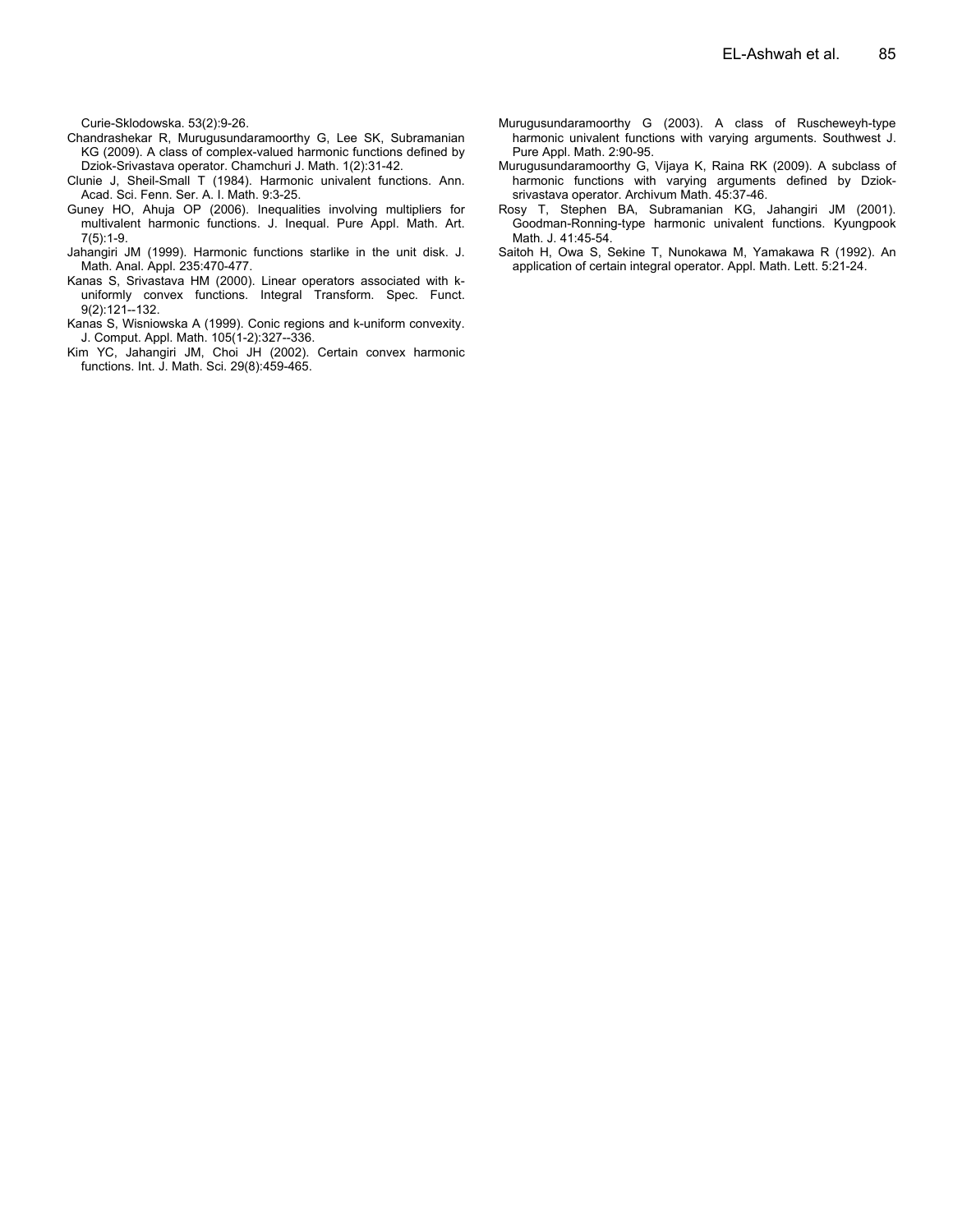Curie-Sklodowska. 53(2):9-26.

Chandrashekar R, Murugusundaramoorthy G, Lee SK, Subramanian KG (2009). A class of complex-valued harmonic functions defined by Dziok-Srivastava operator. Chamchuri J. Math. 1(2):31-42.

Clunie J, Sheil-Small T (1984). Harmonic univalent functions. Ann. Acad. Sci. Fenn. Ser. A. I. Math. 9:3-25.

Guney HO, Ahuja OP (2006). Inequalities involving multipliers for multivalent harmonic functions. J. Inequal. Pure Appl. Math. Art. 7(5):1-9.

Jahangiri JM (1999). Harmonic functions starlike in the unit disk. J. Math. Anal. Appl. 235:470-477.

Kanas S, Srivastava HM (2000). Linear operators associated with k-uniformly convex functions. Integral Transform. Spec. Funct. 9(2):121--132.

Kanas S, Wisniowska A (1999). Conic regions and k-uniform convexity. J. Comput. Appl. Math. 105(1-2):327--336.

Kim YC, Jahangiri JM, Choi JH (2002). Certain convex harmonic functions. Int. J. Math. Sci. 29(8):459-465.

Murugusundaramoorthy G (2003). A class of Ruscheweyh-type harmonic univalent functions with varying arguments. Southwest J. Pure Appl. Math. 2:90-95.

Murugusundaramoorthy G, Vijaya K, Raina RK (2009). A subclass of harmonic functions with varying arguments defined by Dziok-srivastava operator. Archivum Math. 45:37-46.

Rosy T, Stephen BA, Subramanian KG, Jahangiri JM (2001). Goodman-Ronning-type harmonic univalent functions. Kyungpook Math. J. 41:45-54.

Saitoh H, Owa S, Sekine T, Nunokawa M, Yamakawa R (1992). An application of certain integral operator. Appl. Math. Lett. 5:21-24.